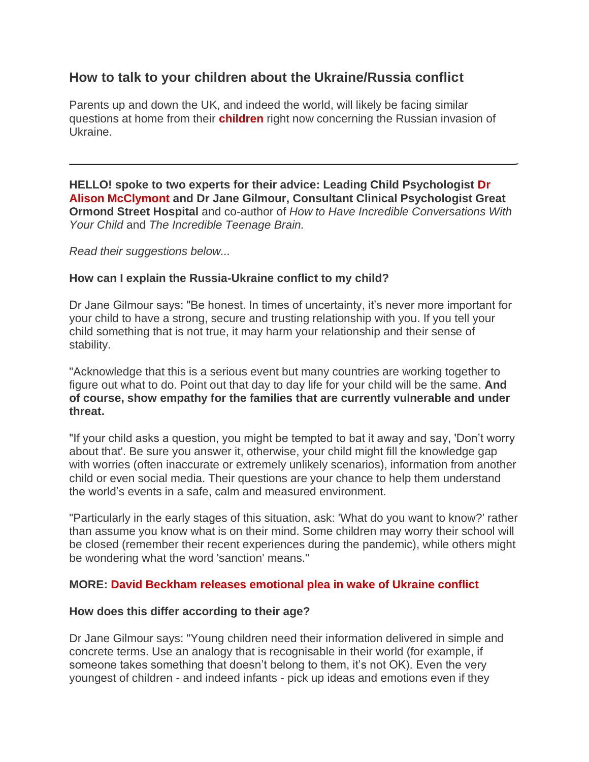## How to talk to your children about the Ukraine/Russia conflict

Parents up and down the UK, and indeed the world, will likely be facing similar questions at home from their **children** right now concerning the Russian invasion of Ukraine.

---

**HELLO! spoke to two experts for their advice: Leading Child Psychologist Dr Alison McClymont and Dr Jane Gilmour, Consultant Clinical Psychologist Great Ormond Street Hospital** and co-author of *How to Have Incredible Conversations With Your Child* and *The Incredible Teenage Brain.*

*Read their suggestions below...*

**How can I explain the Russia-Ukraine conflict to my child?**

Dr Jane Gilmour says: "Be honest. In times of uncertainty, it's never more important for your child to have a strong, secure and trusting relationship with you. If you tell your child something that is not true, it may harm your relationship and their sense of stability.

"Acknowledge that this is a serious event but many countries are working together to figure out what to do. Point out that day to day life for your child will be the same. **And of course, show empathy for the families that are currently vulnerable and under threat.**

"If your child asks a question, you might be tempted to bat it away and say, 'Don't worry about that'. Be sure you answer it, otherwise, your child might fill the knowledge gap with worries (often inaccurate or extremely unlikely scenarios), information from another child or even social media. Their questions are your chance to help them understand the world's events in a safe, calm and measured environment.

"Particularly in the early stages of this situation, ask: 'What do you want to know?' rather than assume you know what is on their mind. Some children may worry their school will be closed (remember their recent experiences during the pandemic), while others might be wondering what the word 'sanction' means."

**MORE: David Beckham releases emotional plea in wake of Ukraine conflict**

**How does this differ according to their age?**

Dr Jane Gilmour says: "Young children need their information delivered in simple and concrete terms. Use an analogy that is recognisable in their world (for example, if someone takes something that doesn't belong to them, it's not OK). Even the very youngest of children - and indeed infants - pick up ideas and emotions even if they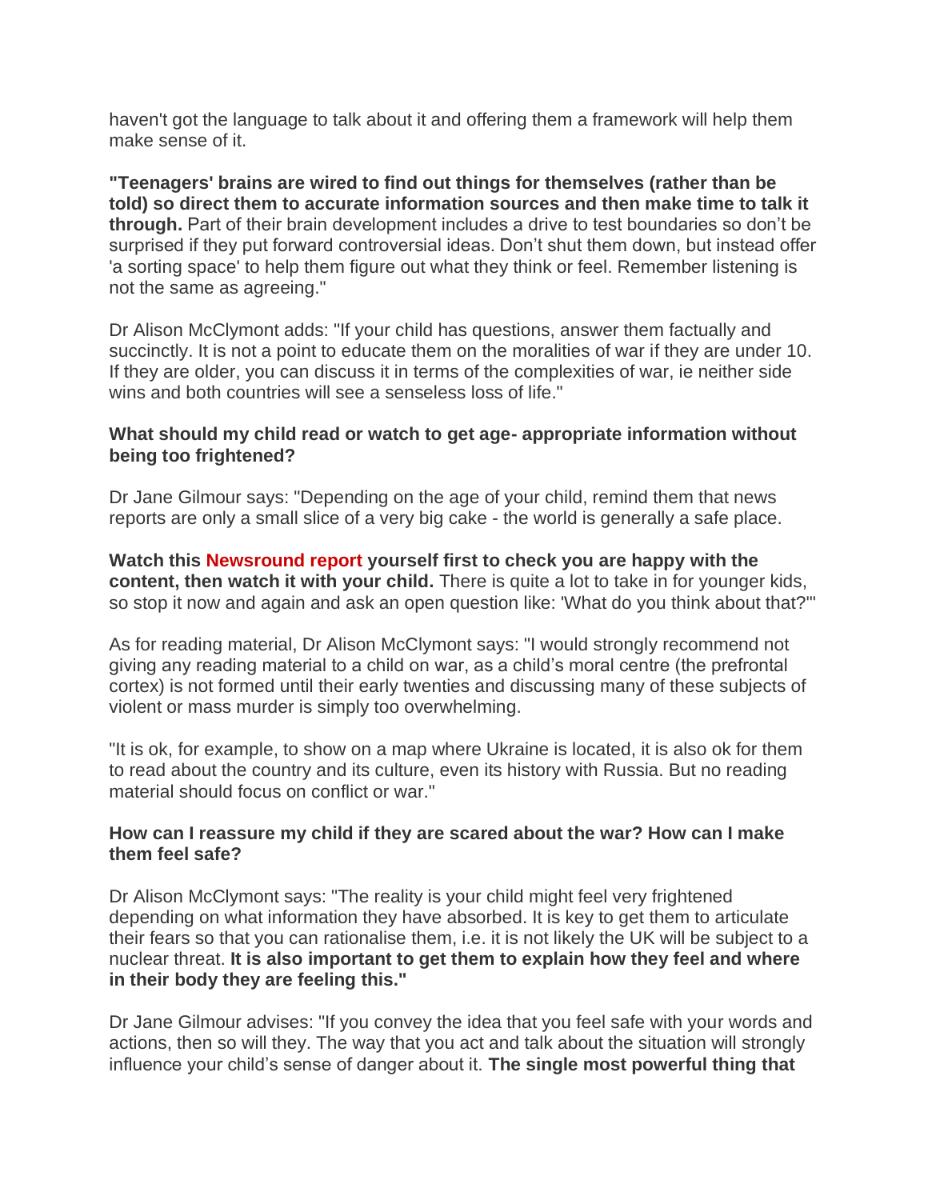haven't got the language to talk about it and offering them a framework will help them make sense of it.

**"Teenagers' brains are wired to find out things for themselves (rather than be told) so direct them to accurate information sources and then make time to talk it through.** Part of their brain development includes a drive to test boundaries so don't be surprised if they put forward controversial ideas. Don't shut them down, but instead offer 'a sorting space' to help them figure out what they think or feel. Remember listening is not the same as agreeing."

Dr Alison McClymont adds: "If your child has questions, answer them factually and succinctly. It is not a point to educate them on the moralities of war if they are under 10. If they are older, you can discuss it in terms of the complexities of war, ie neither side wins and both countries will see a senseless loss of life."

**What should my child read or watch to get age- appropriate information without being too frightened?**

Dr Jane Gilmour says: "Depending on the age of your child, remind them that news reports are only a small slice of a very big cake - the world is generally a safe place.

**Watch this Newsround report yourself first to check you are happy with the content, then watch it with your child.** There is quite a lot to take in for younger kids, so stop it now and again and ask an open question like: 'What do you think about that?'"

As for reading material, Dr Alison McClymont says: "I would strongly recommend not giving any reading material to a child on war, as a child's moral centre (the prefrontal cortex) is not formed until their early twenties and discussing many of these subjects of violent or mass murder is simply too overwhelming.

"It is ok, for example, to show on a map where Ukraine is located, it is also ok for them to read about the country and its culture, even its history with Russia. But no reading material should focus on conflict or war."

**How can I reassure my child if they are scared about the war? How can I make them feel safe?**

Dr Alison McClymont says: "The reality is your child might feel very frightened depending on what information they have absorbed. It is key to get them to articulate their fears so that you can rationalise them, i.e. it is not likely the UK will be subject to a nuclear threat. **It is also important to get them to explain how they feel and where in their body they are feeling this."**

Dr Jane Gilmour advises: "If you convey the idea that you feel safe with your words and actions, then so will they. The way that you act and talk about the situation will strongly influence your child's sense of danger about it. **The single most powerful thing that**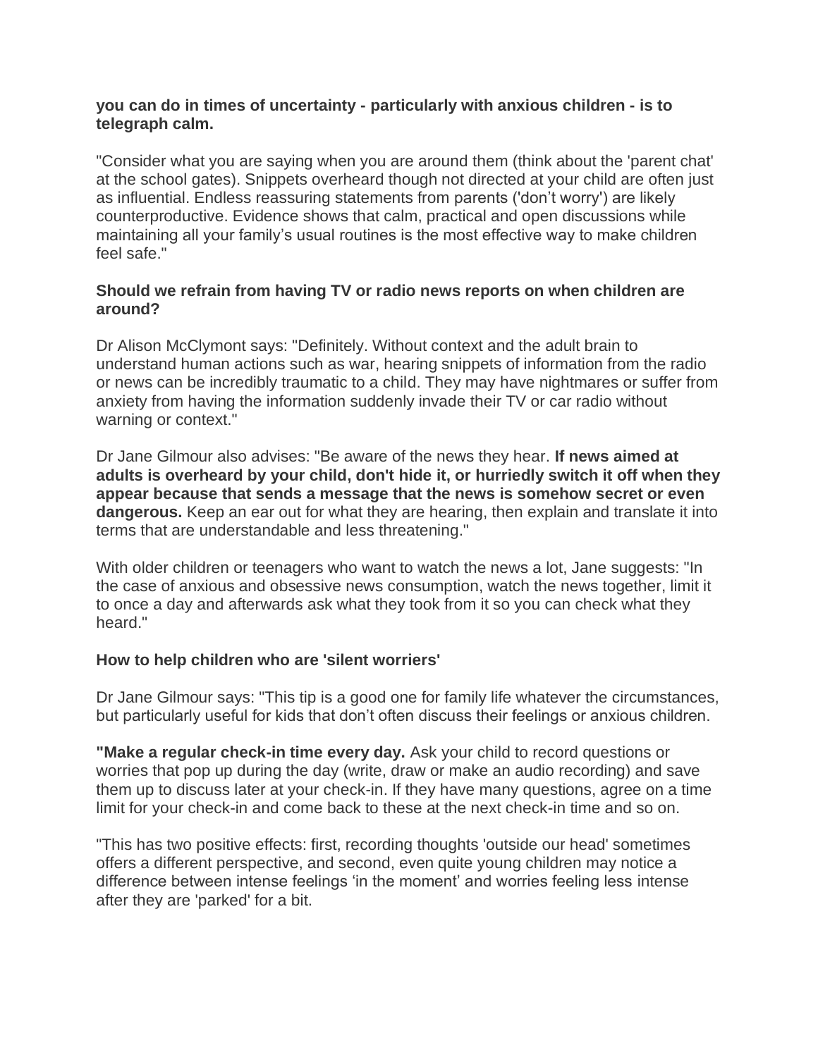**you can do in times of uncertainty - particularly with anxious children - is to telegraph calm.**

"Consider what you are saying when you are around them (think about the 'parent chat' at the school gates). Snippets overheard though not directed at your child are often just as influential. Endless reassuring statements from parents ('don't worry') are likely counterproductive. Evidence shows that calm, practical and open discussions while maintaining all your family's usual routines is the most effective way to make children feel safe."

**Should we refrain from having TV or radio news reports on when children are around?**

Dr Alison McClymont says: "Definitely. Without context and the adult brain to understand human actions such as war, hearing snippets of information from the radio or news can be incredibly traumatic to a child. They may have nightmares or suffer from anxiety from having the information suddenly invade their TV or car radio without warning or context."

Dr Jane Gilmour also advises: "Be aware of the news they hear. **If news aimed at adults is overheard by your child, don't hide it, or hurriedly switch it off when they appear because that sends a message that the news is somehow secret or even dangerous.** Keep an ear out for what they are hearing, then explain and translate it into terms that are understandable and less threatening."

With older children or teenagers who want to watch the news a lot, Jane suggests: "In the case of anxious and obsessive news consumption, watch the news together, limit it to once a day and afterwards ask what they took from it so you can check what they heard."

**How to help children who are 'silent worriers'**

Dr Jane Gilmour says: "This tip is a good one for family life whatever the circumstances, but particularly useful for kids that don't often discuss their feelings or anxious children.

**"Make a regular check-in time every day.** Ask your child to record questions or worries that pop up during the day (write, draw or make an audio recording) and save them up to discuss later at your check-in. If they have many questions, agree on a time limit for your check-in and come back to these at the next check-in time and so on.

"This has two positive effects: first, recording thoughts 'outside our head' sometimes offers a different perspective, and second, even quite young children may notice a difference between intense feelings 'in the moment' and worries feeling less intense after they are 'parked' for a bit.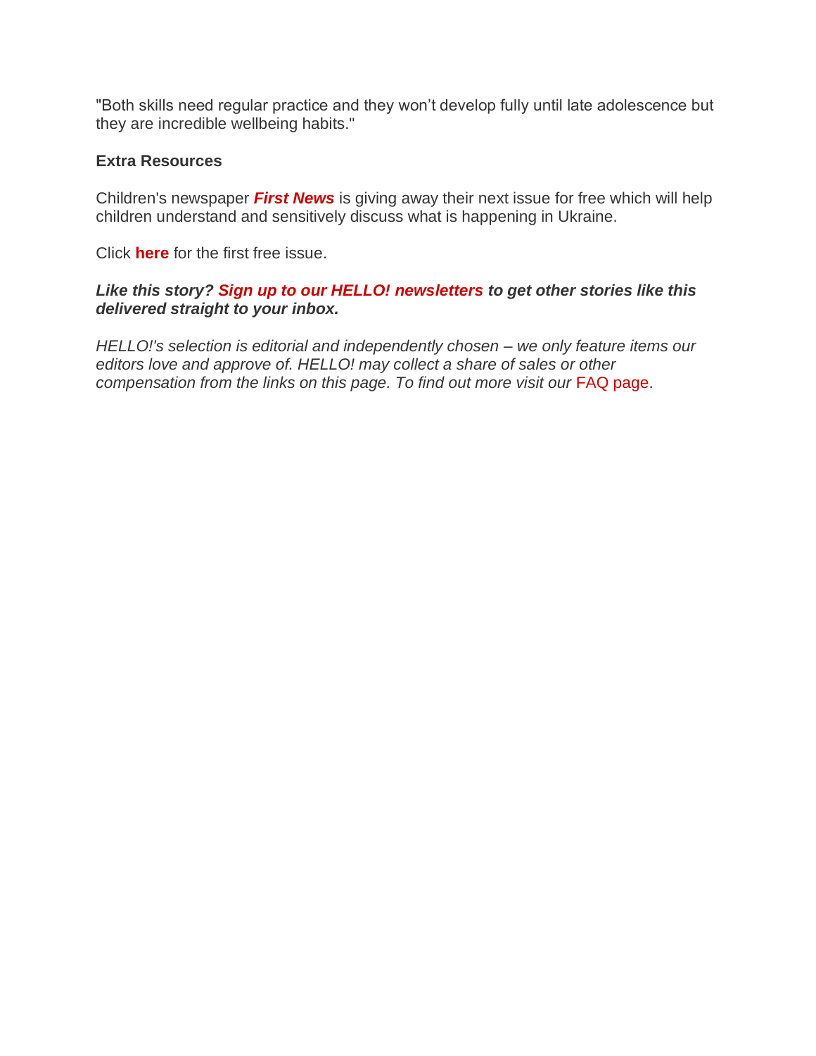"Both skills need regular practice and they won't develop fully until late adolescence but they are incredible wellbeing habits."

**Extra Resources**

Children's newspaper ***First News*** is giving away their next issue for free which will help children understand and sensitively discuss what is happening in Ukraine.

Click **here** for the first free issue.

***Like this story? Sign up to our HELLO! newsletters to get other stories like this delivered straight to your inbox.***

*HELLO!'s selection is editorial and independently chosen – we only feature items our editors love and approve of. HELLO! may collect a share of sales or other compensation from the links on this page. To find out more visit our* FAQ page.